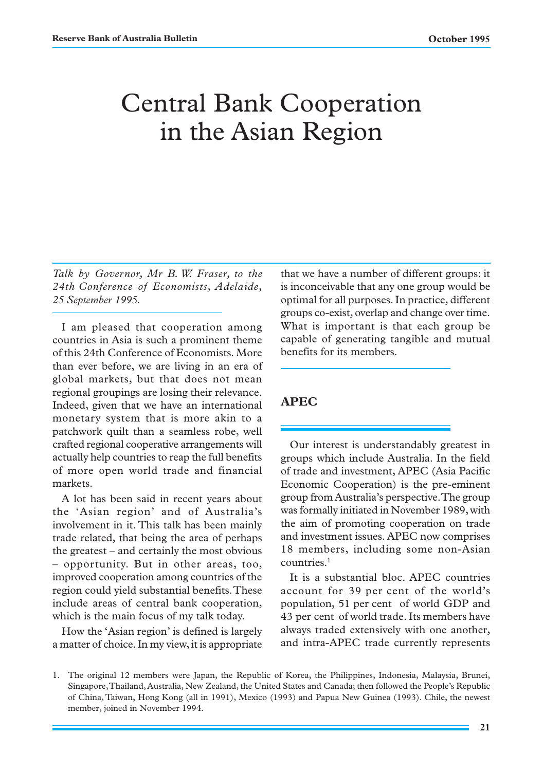# Central Bank Cooperation in the Asian Region

*Talk by Governor, Mr B. W. Fraser, to the 24th Conference of Economists, Adelaide, 25 September 1995.*

I am pleased that cooperation among countries in Asia is such a prominent theme of this 24th Conference of Economists. More than ever before, we are living in an era of global markets, but that does not mean regional groupings are losing their relevance. Indeed, given that we have an international monetary system that is more akin to a patchwork quilt than a seamless robe, well crafted regional cooperative arrangements will actually help countries to reap the full benefits of more open world trade and financial markets.

A lot has been said in recent years about the 'Asian region' and of Australia's involvement in it. This talk has been mainly trade related, that being the area of perhaps the greatest – and certainly the most obvious – opportunity. But in other areas, too, improved cooperation among countries of the region could yield substantial benefits. These include areas of central bank cooperation, which is the main focus of my talk today.

How the 'Asian region' is defined is largely a matter of choice. In my view, it is appropriate that we have a number of different groups: it is inconceivable that any one group would be optimal for all purposes. In practice, different groups co-exist, overlap and change over time. What is important is that each group be capable of generating tangible and mutual benefits for its members.

## APEC

Our interest is understandably greatest in groups which include Australia. In the field of trade and investment, APEC (Asia Pacific Economic Cooperation) is the pre-eminent group from Australia's perspective. The group was formally initiated in November 1989, with the aim of promoting cooperation on trade and investment issues. APEC now comprises 18 members, including some non-Asian countries.[1]

It is a substantial bloc. APEC countries account for 39 per cent of the world's population, 51 per cent of world GDP and 43 per cent of world trade. Its members have always traded extensively with one another, and intra-APEC trade currently represents

1. The original 12 members were Japan, the Republic of Korea, the Philippines, Indonesia, Malaysia, Brunei, Singapore, Thailand, Australia, New Zealand, the United States and Canada; then followed the People's Republic of China, Taiwan, Hong Kong (all in 1991), Mexico (1993) and Papua New Guinea (1993). Chile, the newest member, joined in November 1994.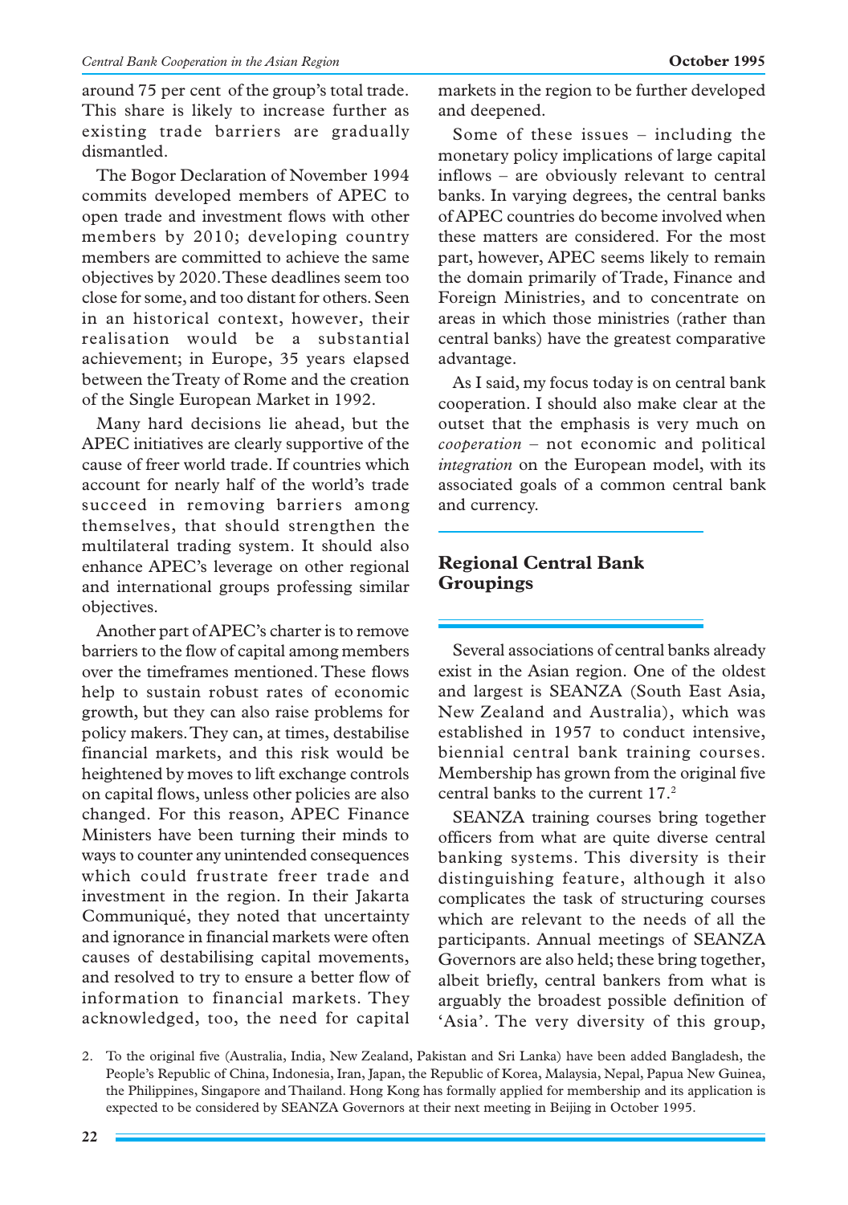around 75 per cent of the group's total trade. This share is likely to increase further as existing trade barriers are gradually dismantled.

The Bogor Declaration of November 1994 commits developed members of APEC to open trade and investment flows with other members by 2010; developing country members are committed to achieve the same objectives by 2020. These deadlines seem too close for some, and too distant for others. Seen in an historical context, however, their realisation would be a substantial achievement; in Europe, 35 years elapsed between the Treaty of Rome and the creation of the Single European Market in 1992.

Many hard decisions lie ahead, but the APEC initiatives are clearly supportive of the cause of freer world trade. If countries which account for nearly half of the world's trade succeed in removing barriers among themselves, that should strengthen the multilateral trading system. It should also enhance APEC's leverage on other regional and international groups professing similar objectives.

Another part of APEC's charter is to remove barriers to the flow of capital among members over the timeframes mentioned. These flows help to sustain robust rates of economic growth, but they can also raise problems for policy makers. They can, at times, destabilise financial markets, and this risk would be heightened by moves to lift exchange controls on capital flows, unless other policies are also changed. For this reason, APEC Finance Ministers have been turning their minds to ways to counter any unintended consequences which could frustrate freer trade and investment in the region. In their Jakarta Communiqué, they noted that uncertainty and ignorance in financial markets were often causes of destabilising capital movements, and resolved to try to ensure a better flow of information to financial markets. They acknowledged, too, the need for capital markets in the region to be further developed and deepened.

Some of these issues – including the monetary policy implications of large capital inflows – are obviously relevant to central banks. In varying degrees, the central banks of APEC countries do become involved when these matters are considered. For the most part, however, APEC seems likely to remain the domain primarily of Trade, Finance and Foreign Ministries, and to concentrate on areas in which those ministries (rather than central banks) have the greatest comparative advantage.

As I said, my focus today is on central bank cooperation. I should also make clear at the outset that the emphasis is very much on *cooperation* – not economic and political *integration* on the European model, with its associated goals of a common central bank and currency.

## Regional Central Bank Groupings

Several associations of central banks already exist in the Asian region. One of the oldest and largest is SEANZA (South East Asia, New Zealand and Australia), which was established in 1957 to conduct intensive, biennial central bank training courses. Membership has grown from the original five central banks to the current 17.[2]

SEANZA training courses bring together officers from what are quite diverse central banking systems. This diversity is their distinguishing feature, although it also complicates the task of structuring courses which are relevant to the needs of all the participants. Annual meetings of SEANZA Governors are also held; these bring together, albeit briefly, central bankers from what is arguably the broadest possible definition of 'Asia'. The very diversity of this group,

2. To the original five (Australia, India, New Zealand, Pakistan and Sri Lanka) have been added Bangladesh, the People's Republic of China, Indonesia, Iran, Japan, the Republic of Korea, Malaysia, Nepal, Papua New Guinea, the Philippines, Singapore and Thailand. Hong Kong has formally applied for membership and its application is expected to be considered by SEANZA Governors at their next meeting in Beijing in October 1995.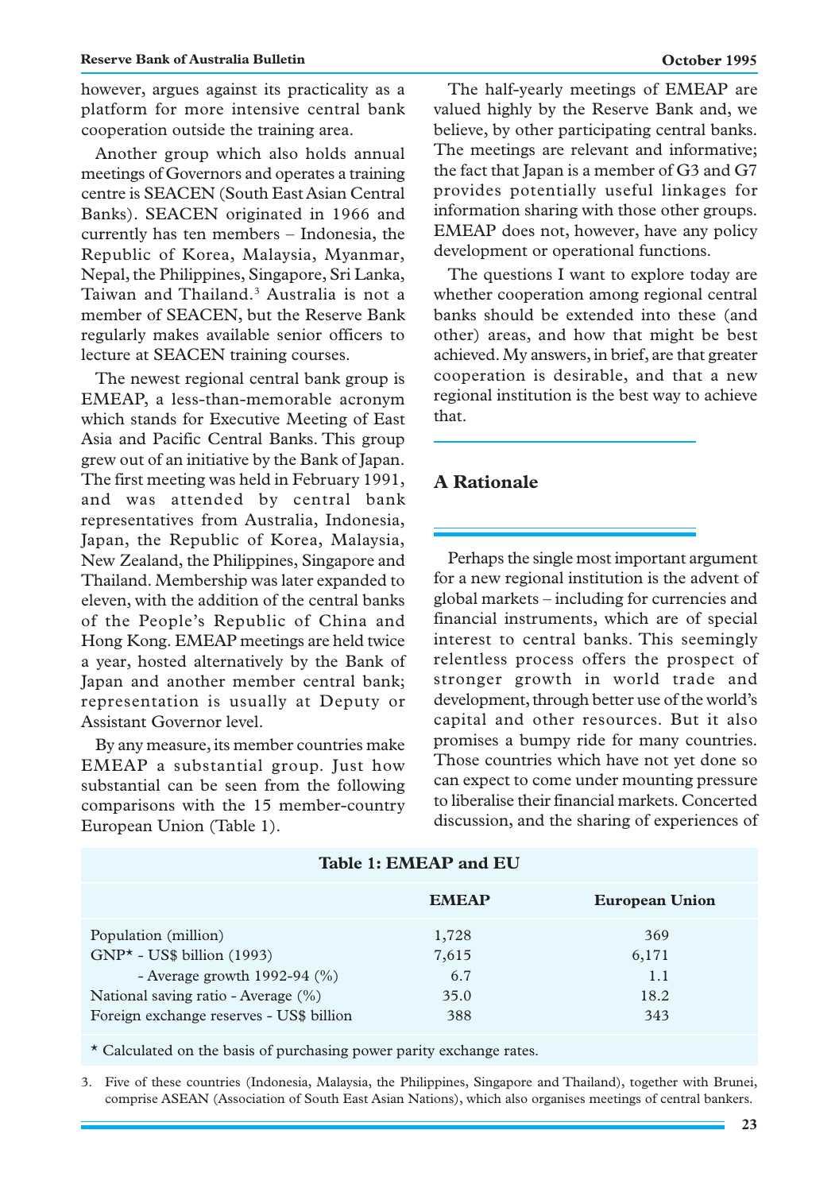however, argues against its practicality as a platform for more intensive central bank cooperation outside the training area.

Another group which also holds annual meetings of Governors and operates a training centre is SEACEN (South East Asian Central Banks). SEACEN originated in 1966 and currently has ten members – Indonesia, the Republic of Korea, Malaysia, Myanmar, Nepal, the Philippines, Singapore, Sri Lanka, Taiwan and Thailand.[3] Australia is not a member of SEACEN, but the Reserve Bank regularly makes available senior officers to lecture at SEACEN training courses.

The newest regional central bank group is EMEAP, a less-than-memorable acronym which stands for Executive Meeting of East Asia and Pacific Central Banks. This group grew out of an initiative by the Bank of Japan. The first meeting was held in February 1991, and was attended by central bank representatives from Australia, Indonesia, Japan, the Republic of Korea, Malaysia, New Zealand, the Philippines, Singapore and Thailand. Membership was later expanded to eleven, with the addition of the central banks of the People's Republic of China and Hong Kong. EMEAP meetings are held twice a year, hosted alternatively by the Bank of Japan and another member central bank; representation is usually at Deputy or Assistant Governor level.

By any measure, its member countries make EMEAP a substantial group. Just how substantial can be seen from the following comparisons with the 15 member-country European Union (Table 1).

The half-yearly meetings of EMEAP are valued highly by the Reserve Bank and, we believe, by other participating central banks. The meetings are relevant and informative; the fact that Japan is a member of G3 and G7 provides potentially useful linkages for information sharing with those other groups. EMEAP does not, however, have any policy development or operational functions.

The questions I want to explore today are whether cooperation among regional central banks should be extended into these (and other) areas, and how that might be best achieved. My answers, in brief, are that greater cooperation is desirable, and that a new regional institution is the best way to achieve that.

## A Rationale

Perhaps the single most important argument for a new regional institution is the advent of global markets – including for currencies and financial instruments, which are of special interest to central banks. This seemingly relentless process offers the prospect of stronger growth in world trade and development, through better use of the world's capital and other resources. But it also promises a bumpy ride for many countries. Those countries which have not yet done so can expect to come under mounting pressure to liberalise their financial markets. Concerted discussion, and the sharing of experiences of

**Table 1: EMEAP and EU**

| | EMEAP | European Union |
|---|---|---|
| Population (million) | 1,728 | 369 |
| GNP* - US$ billion (1993) | 7,615 | 6,171 |
| - Average growth 1992-94 (%) | 6.7 | 1.1 |
| National saving ratio - Average (%) | 35.0 | 18.2 |
| Foreign exchange reserves - US$ billion | 388 | 343 |

* Calculated on the basis of purchasing power parity exchange rates.

3. Five of these countries (Indonesia, Malaysia, the Philippines, Singapore and Thailand), together with Brunei, comprise ASEAN (Association of South East Asian Nations), which also organises meetings of central bankers.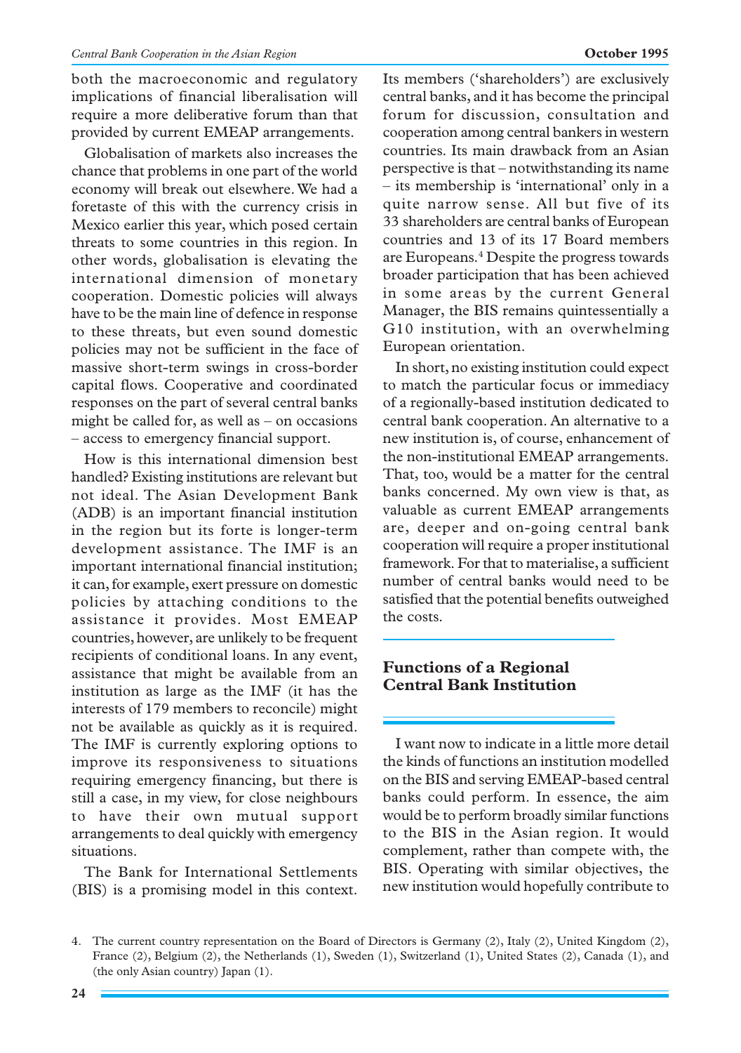both the macroeconomic and regulatory implications of financial liberalisation will require a more deliberative forum than that provided by current EMEAP arrangements.

Globalisation of markets also increases the chance that problems in one part of the world economy will break out elsewhere. We had a foretaste of this with the currency crisis in Mexico earlier this year, which posed certain threats to some countries in this region. In other words, globalisation is elevating the international dimension of monetary cooperation. Domestic policies will always have to be the main line of defence in response to these threats, but even sound domestic policies may not be sufficient in the face of massive short-term swings in cross-border capital flows. Cooperative and coordinated responses on the part of several central banks might be called for, as well as – on occasions – access to emergency financial support.

How is this international dimension best handled? Existing institutions are relevant but not ideal. The Asian Development Bank (ADB) is an important financial institution in the region but its forte is longer-term development assistance. The IMF is an important international financial institution; it can, for example, exert pressure on domestic policies by attaching conditions to the assistance it provides. Most EMEAP countries, however, are unlikely to be frequent recipients of conditional loans. In any event, assistance that might be available from an institution as large as the IMF (it has the interests of 179 members to reconcile) might not be available as quickly as it is required. The IMF is currently exploring options to improve its responsiveness to situations requiring emergency financing, but there is still a case, in my view, for close neighbours to have their own mutual support arrangements to deal quickly with emergency situations.

The Bank for International Settlements (BIS) is a promising model in this context. Its members ('shareholders') are exclusively central banks, and it has become the principal forum for discussion, consultation and cooperation among central bankers in western countries. Its main drawback from an Asian perspective is that – notwithstanding its name – its membership is 'international' only in a quite narrow sense. All but five of its 33 shareholders are central banks of European countries and 13 of its 17 Board members are Europeans.[4] Despite the progress towards broader participation that has been achieved in some areas by the current General Manager, the BIS remains quintessentially a G10 institution, with an overwhelming European orientation.

In short, no existing institution could expect to match the particular focus or immediacy of a regionally-based institution dedicated to central bank cooperation. An alternative to a new institution is, of course, enhancement of the non-institutional EMEAP arrangements. That, too, would be a matter for the central banks concerned. My own view is that, as valuable as current EMEAP arrangements are, deeper and on-going central bank cooperation will require a proper institutional framework. For that to materialise, a sufficient number of central banks would need to be satisfied that the potential benefits outweighed the costs.

## Functions of a Regional Central Bank Institution

I want now to indicate in a little more detail the kinds of functions an institution modelled on the BIS and serving EMEAP-based central banks could perform. In essence, the aim would be to perform broadly similar functions to the BIS in the Asian region. It would complement, rather than compete with, the BIS. Operating with similar objectives, the new institution would hopefully contribute to

4. The current country representation on the Board of Directors is Germany (2), Italy (2), United Kingdom (2), France (2), Belgium (2), the Netherlands (1), Sweden (1), Switzerland (1), United States (2), Canada (1), and (the only Asian country) Japan (1).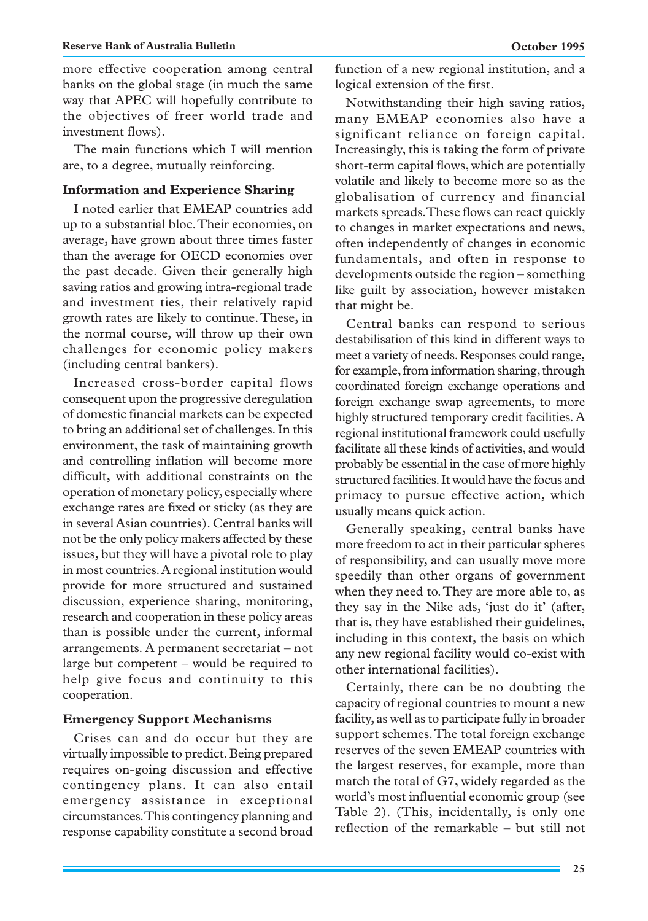more effective cooperation among central banks on the global stage (in much the same way that APEC will hopefully contribute to the objectives of freer world trade and investment flows).

The main functions which I will mention are, to a degree, mutually reinforcing.

### Information and Experience Sharing

I noted earlier that EMEAP countries add up to a substantial bloc. Their economies, on average, have grown about three times faster than the average for OECD economies over the past decade. Given their generally high saving ratios and growing intra-regional trade and investment ties, their relatively rapid growth rates are likely to continue. These, in the normal course, will throw up their own challenges for economic policy makers (including central bankers).

Increased cross-border capital flows consequent upon the progressive deregulation of domestic financial markets can be expected to bring an additional set of challenges. In this environment, the task of maintaining growth and controlling inflation will become more difficult, with additional constraints on the operation of monetary policy, especially where exchange rates are fixed or sticky (as they are in several Asian countries). Central banks will not be the only policy makers affected by these issues, but they will have a pivotal role to play in most countries. A regional institution would provide for more structured and sustained discussion, experience sharing, monitoring, research and cooperation in these policy areas than is possible under the current, informal arrangements. A permanent secretariat – not large but competent – would be required to help give focus and continuity to this cooperation.

### Emergency Support Mechanisms

Crises can and do occur but they are virtually impossible to predict. Being prepared requires on-going discussion and effective contingency plans. It can also entail emergency assistance in exceptional circumstances. This contingency planning and response capability constitute a second broad function of a new regional institution, and a logical extension of the first.

Notwithstanding their high saving ratios, many EMEAP economies also have a significant reliance on foreign capital. Increasingly, this is taking the form of private short-term capital flows, which are potentially volatile and likely to become more so as the globalisation of currency and financial markets spreads. These flows can react quickly to changes in market expectations and news, often independently of changes in economic fundamentals, and often in response to developments outside the region – something like guilt by association, however mistaken that might be.

Central banks can respond to serious destabilisation of this kind in different ways to meet a variety of needs. Responses could range, for example, from information sharing, through coordinated foreign exchange operations and foreign exchange swap agreements, to more highly structured temporary credit facilities. A regional institutional framework could usefully facilitate all these kinds of activities, and would probably be essential in the case of more highly structured facilities. It would have the focus and primacy to pursue effective action, which usually means quick action.

Generally speaking, central banks have more freedom to act in their particular spheres of responsibility, and can usually move more speedily than other organs of government when they need to. They are more able to, as they say in the Nike ads, 'just do it' (after, that is, they have established their guidelines, including in this context, the basis on which any new regional facility would co-exist with other international facilities).

Certainly, there can be no doubting the capacity of regional countries to mount a new facility, as well as to participate fully in broader support schemes. The total foreign exchange reserves of the seven EMEAP countries with the largest reserves, for example, more than match the total of G7, widely regarded as the world's most influential economic group (see Table 2). (This, incidentally, is only one reflection of the remarkable – but still not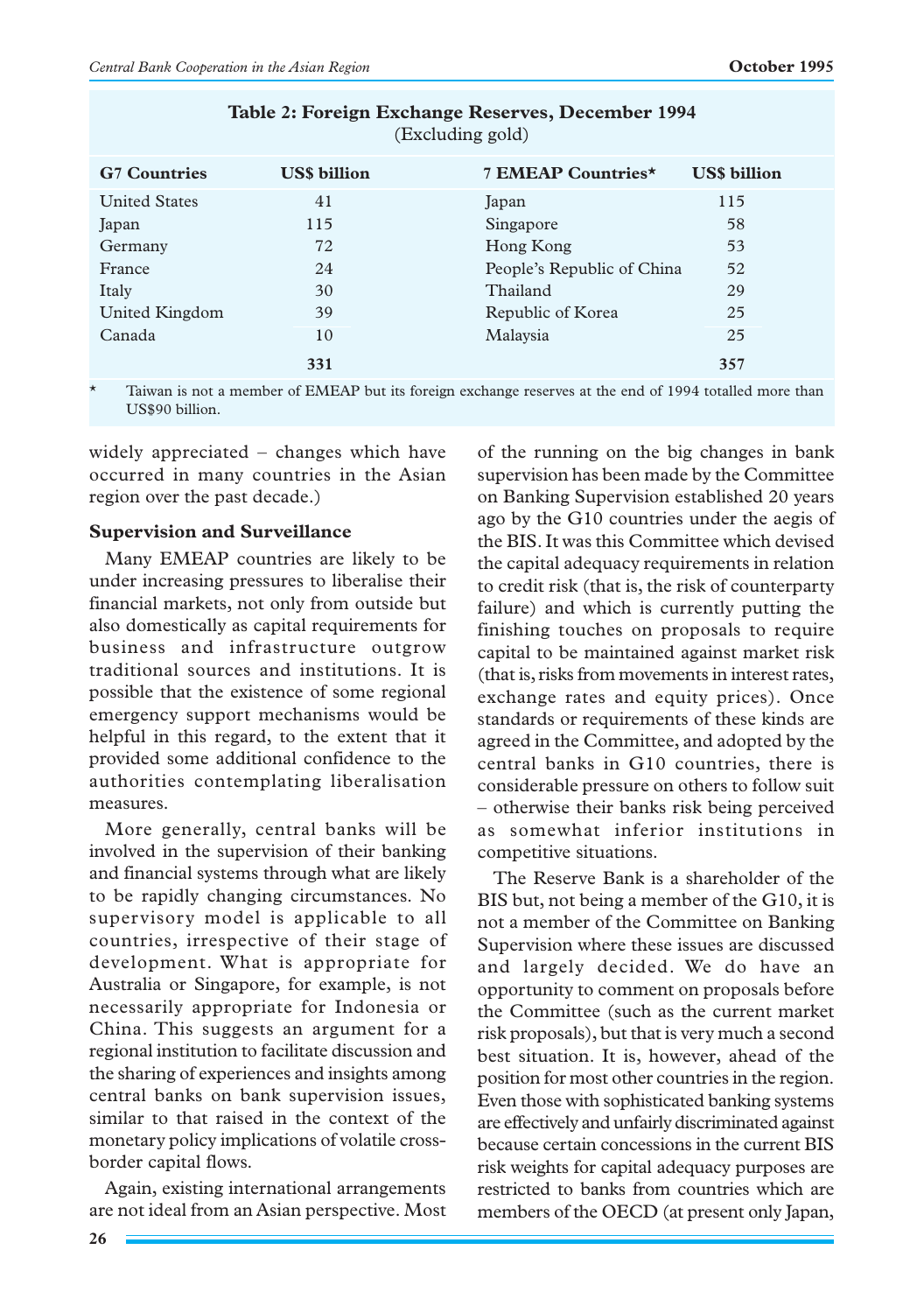**Table 2: Foreign Exchange Reserves, December 1994**
(Excluding gold)

| G7 Countries | US$ billion | 7 EMEAP Countries* | US$ billion |
|---|---|---|---|
| United States | 41 | Japan | 115 |
| Japan | 115 | Singapore | 58 |
| Germany | 72 | Hong Kong | 53 |
| France | 24 | People's Republic of China | 52 |
| Italy | 30 | Thailand | 29 |
| United Kingdom | 39 | Republic of Korea | 25 |
| Canada | 10 | Malaysia | 25 |
| | **331** | | **357** |

\* Taiwan is not a member of EMEAP but its foreign exchange reserves at the end of 1994 totalled more than US$90 billion.

widely appreciated – changes which have occurred in many countries in the Asian region over the past decade.)

### Supervision and Surveillance

Many EMEAP countries are likely to be under increasing pressures to liberalise their financial markets, not only from outside but also domestically as capital requirements for business and infrastructure outgrow traditional sources and institutions. It is possible that the existence of some regional emergency support mechanisms would be helpful in this regard, to the extent that it provided some additional confidence to the authorities contemplating liberalisation measures.

More generally, central banks will be involved in the supervision of their banking and financial systems through what are likely to be rapidly changing circumstances. No supervisory model is applicable to all countries, irrespective of their stage of development. What is appropriate for Australia or Singapore, for example, is not necessarily appropriate for Indonesia or China. This suggests an argument for a regional institution to facilitate discussion and the sharing of experiences and insights among central banks on bank supervision issues, similar to that raised in the context of the monetary policy implications of volatile cross-border capital flows.

Again, existing international arrangements are not ideal from an Asian perspective. Most of the running on the big changes in bank supervision has been made by the Committee on Banking Supervision established 20 years ago by the G10 countries under the aegis of the BIS. It was this Committee which devised the capital adequacy requirements in relation to credit risk (that is, the risk of counterparty failure) and which is currently putting the finishing touches on proposals to require capital to be maintained against market risk (that is, risks from movements in interest rates, exchange rates and equity prices). Once standards or requirements of these kinds are agreed in the Committee, and adopted by the central banks in G10 countries, there is considerable pressure on others to follow suit – otherwise their banks risk being perceived as somewhat inferior institutions in competitive situations.

The Reserve Bank is a shareholder of the BIS but, not being a member of the G10, it is not a member of the Committee on Banking Supervision where these issues are discussed and largely decided. We do have an opportunity to comment on proposals before the Committee (such as the current market risk proposals), but that is very much a second best situation. It is, however, ahead of the position for most other countries in the region. Even those with sophisticated banking systems are effectively and unfairly discriminated against because certain concessions in the current BIS risk weights for capital adequacy purposes are restricted to banks from countries which are members of the OECD (at present only Japan,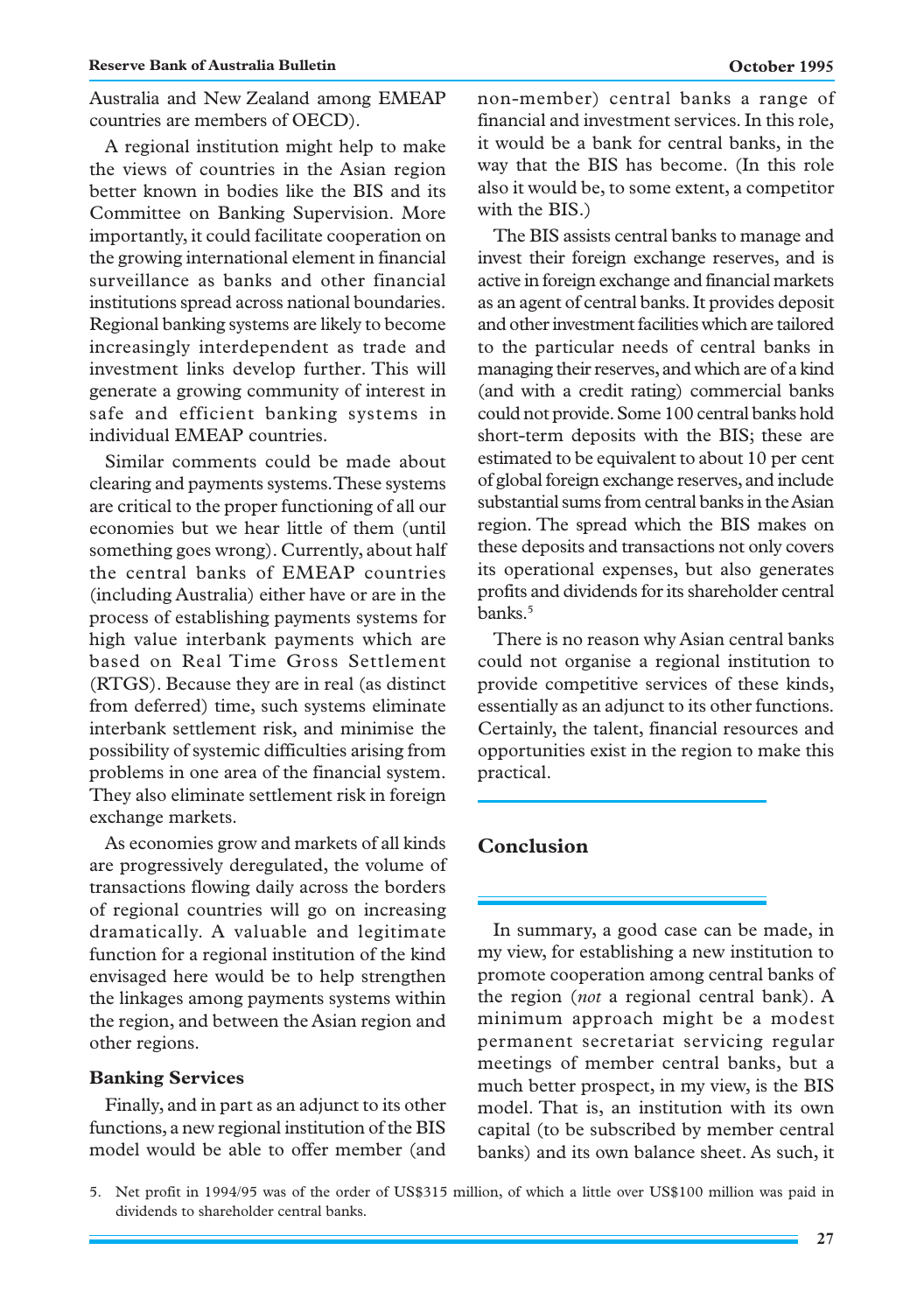Australia and New Zealand among EMEAP countries are members of OECD).

A regional institution might help to make the views of countries in the Asian region better known in bodies like the BIS and its Committee on Banking Supervision. More importantly, it could facilitate cooperation on the growing international element in financial surveillance as banks and other financial institutions spread across national boundaries. Regional banking systems are likely to become increasingly interdependent as trade and investment links develop further. This will generate a growing community of interest in safe and efficient banking systems in individual EMEAP countries.

Similar comments could be made about clearing and payments systems. These systems are critical to the proper functioning of all our economies but we hear little of them (until something goes wrong). Currently, about half the central banks of EMEAP countries (including Australia) either have or are in the process of establishing payments systems for high value interbank payments which are based on Real Time Gross Settlement (RTGS). Because they are in real (as distinct from deferred) time, such systems eliminate interbank settlement risk, and minimise the possibility of systemic difficulties arising from problems in one area of the financial system. They also eliminate settlement risk in foreign exchange markets.

As economies grow and markets of all kinds are progressively deregulated, the volume of transactions flowing daily across the borders of regional countries will go on increasing dramatically. A valuable and legitimate function for a regional institution of the kind envisaged here would be to help strengthen the linkages among payments systems within the region, and between the Asian region and other regions.

### Banking Services

Finally, and in part as an adjunct to its other functions, a new regional institution of the BIS model would be able to offer member (and non-member) central banks a range of financial and investment services. In this role, it would be a bank for central banks, in the way that the BIS has become. (In this role also it would be, to some extent, a competitor with the BIS.)

The BIS assists central banks to manage and invest their foreign exchange reserves, and is active in foreign exchange and financial markets as an agent of central banks. It provides deposit and other investment facilities which are tailored to the particular needs of central banks in managing their reserves, and which are of a kind (and with a credit rating) commercial banks could not provide. Some 100 central banks hold short-term deposits with the BIS; these are estimated to be equivalent to about 10 per cent of global foreign exchange reserves, and include substantial sums from central banks in the Asian region. The spread which the BIS makes on these deposits and transactions not only covers its operational expenses, but also generates profits and dividends for its shareholder central banks.[5]

There is no reason why Asian central banks could not organise a regional institution to provide competitive services of these kinds, essentially as an adjunct to its other functions. Certainly, the talent, financial resources and opportunities exist in the region to make this practical.

## Conclusion

In summary, a good case can be made, in my view, for establishing a new institution to promote cooperation among central banks of the region (*not* a regional central bank). A minimum approach might be a modest permanent secretariat servicing regular meetings of member central banks, but a much better prospect, in my view, is the BIS model. That is, an institution with its own capital (to be subscribed by member central banks) and its own balance sheet. As such, it

5. Net profit in 1994/95 was of the order of US$315 million, of which a little over US$100 million was paid in dividends to shareholder central banks.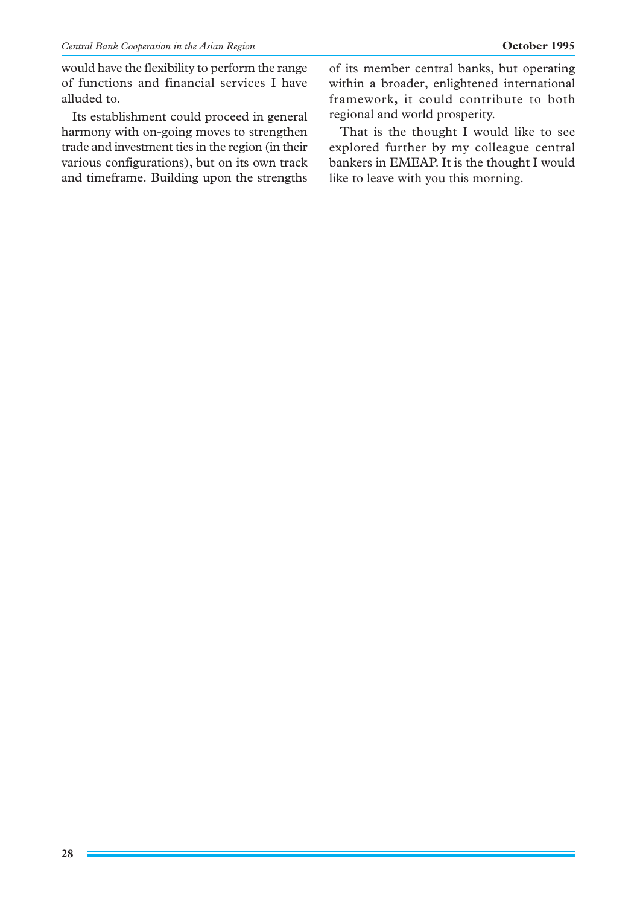would have the flexibility to perform the range of functions and financial services I have alluded to.

Its establishment could proceed in general harmony with on-going moves to strengthen trade and investment ties in the region (in their various configurations), but on its own track and timeframe. Building upon the strengths of its member central banks, but operating within a broader, enlightened international framework, it could contribute to both regional and world prosperity.

That is the thought I would like to see explored further by my colleague central bankers in EMEAP. It is the thought I would like to leave with you this morning.